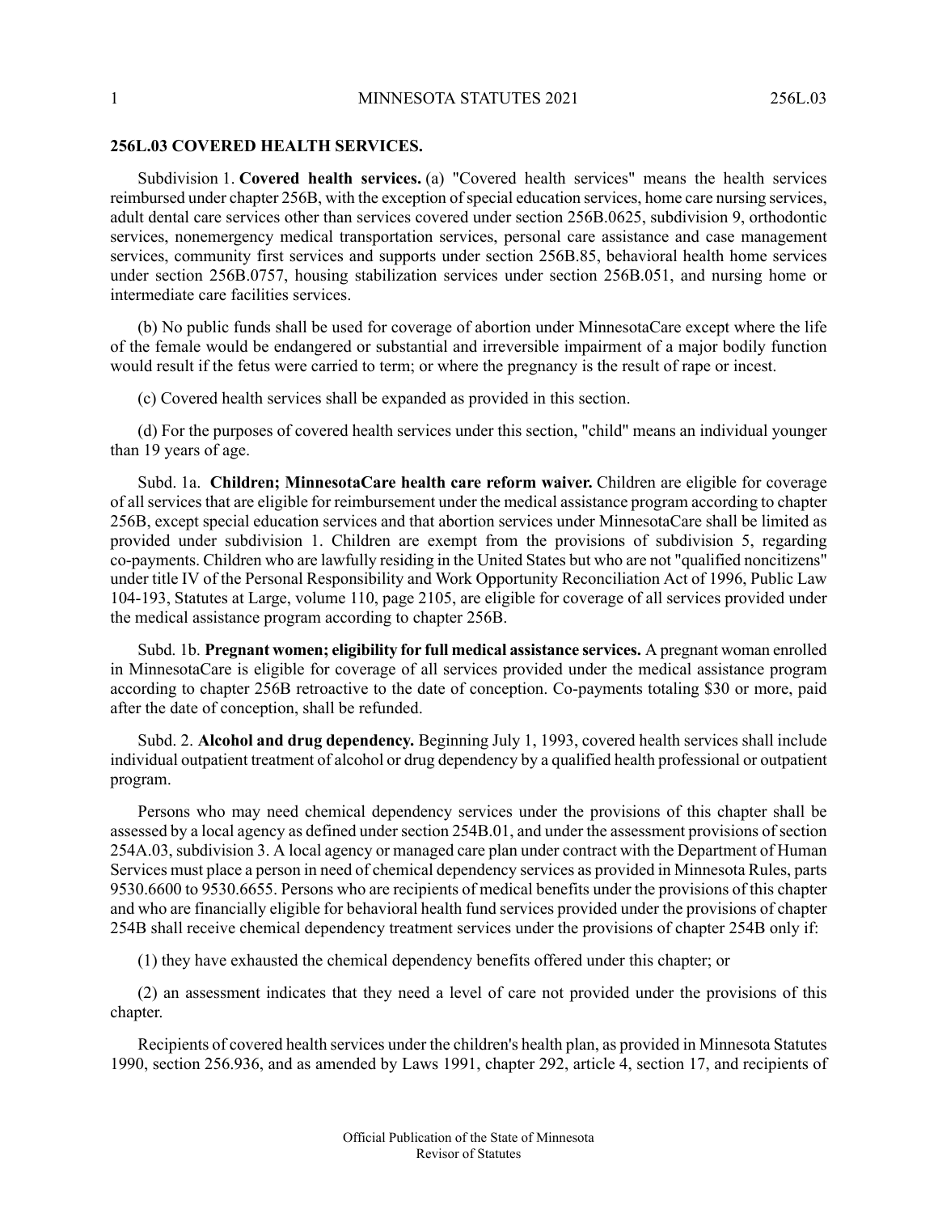## 256L.03 COVERED HEALTH SERVICES.

Subdivision 1. **Covered health services.** (a) "Covered health services" means the health services reimbursed under chapter 256B, with the exception of special education services, home care nursing services, adult dental care services other than services covered under section 256B.0625, subdivision 9, orthodontic services, nonemergency medical transportation services, personal care assistance and case management services, community first services and supports under section 256B.85, behavioral health home services under section 256B.0757, housing stabilization services under section 256B.051, and nursing home or intermediate care facilities services.

(b) No public funds shall be used for coverage of abortion under MinnesotaCare except where the life of the female would be endangered or substantial and irreversible impairment of a major bodily function would result if the fetus were carried to term; or where the pregnancy is the result of rape or incest.

(c) Covered health services shall be expanded as provided in this section.

(d) For the purposes of covered health services under this section, "child" means an individual younger than 19 years of age.

Subd. 1a. **Children; MinnesotaCare health care reform waiver.** Children are eligible for coverage of all services that are eligible for reimbursement under the medical assistance program according to chapter 256B, except special education services and that abortion services under MinnesotaCare shall be limited as provided under subdivision 1. Children are exempt from the provisions of subdivision 5, regarding co-payments. Children who are lawfully residing in the United States but who are not "qualified noncitizens" under title IV of the Personal Responsibility and Work Opportunity Reconciliation Act of 1996, Public Law 104-193, Statutes at Large, volume 110, page 2105, are eligible for coverage of all services provided under the medical assistance program according to chapter 256B.

Subd. 1b. **Pregnant women; eligibility for full medical assistance services.** A pregnant woman enrolled in MinnesotaCare is eligible for coverage of all services provided under the medical assistance program according to chapter 256B retroactive to the date of conception. Co-payments totaling $30 or more, paid after the date of conception, shall be refunded.

Subd. 2. **Alcohol and drug dependency.** Beginning July 1, 1993, covered health services shall include individual outpatient treatment of alcohol or drug dependency by a qualified health professional or outpatient program.

Persons who may need chemical dependency services under the provisions of this chapter shall be assessed by a local agency as defined under section 254B.01, and under the assessment provisions of section 254A.03, subdivision 3. A local agency or managed care plan under contract with the Department of Human Services must place a person in need of chemical dependency services as provided in Minnesota Rules, parts 9530.6600 to 9530.6655. Persons who are recipients of medical benefits under the provisions of this chapter and who are financially eligible for behavioral health fund services provided under the provisions of chapter 254B shall receive chemical dependency treatment services under the provisions of chapter 254B only if:

(1) they have exhausted the chemical dependency benefits offered under this chapter; or

(2) an assessment indicates that they need a level of care not provided under the provisions of this chapter.

Recipients of covered health services under the children's health plan, as provided in Minnesota Statutes 1990, section 256.936, and as amended by Laws 1991, chapter 292, article 4, section 17, and recipients of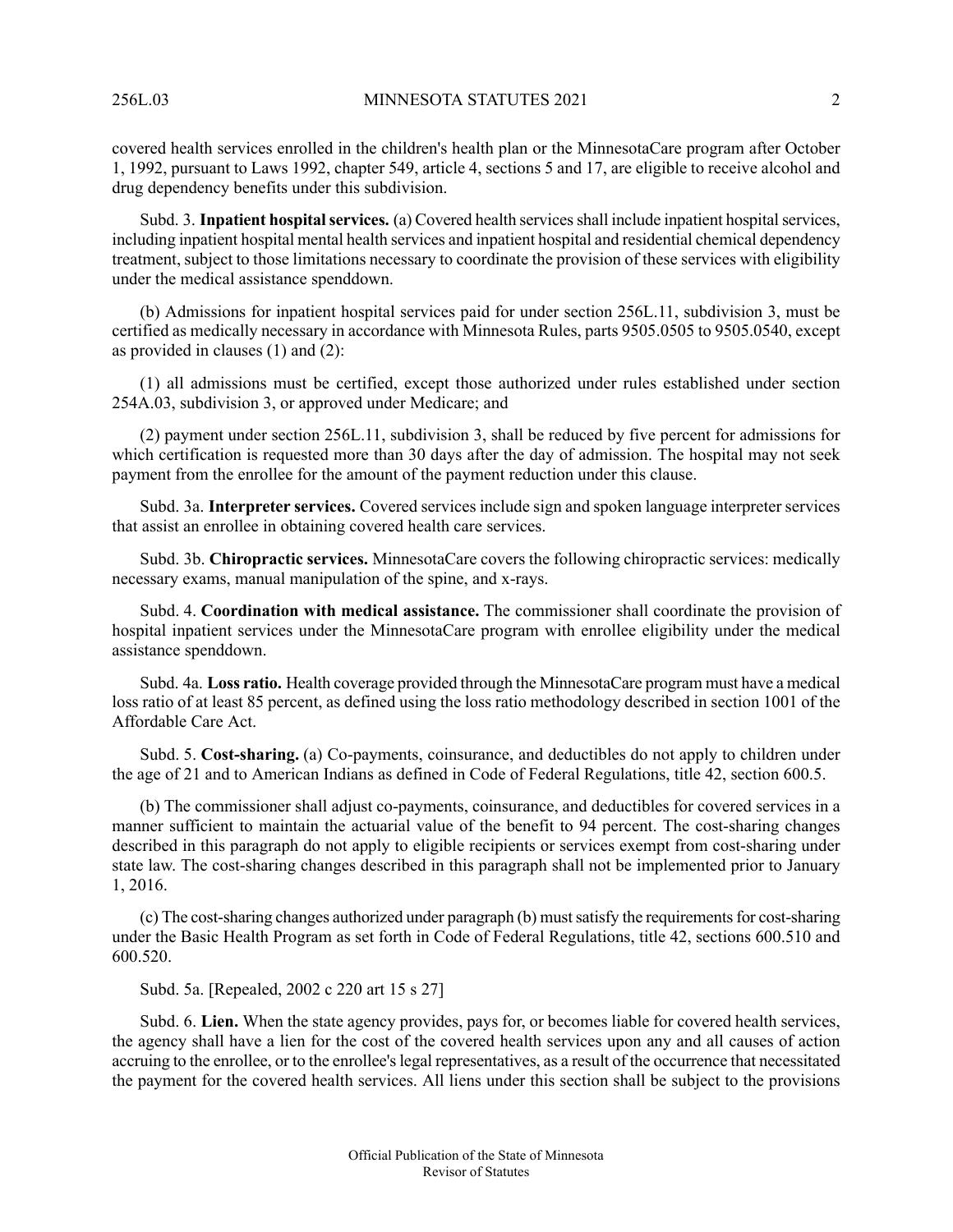covered health services enrolled in the children's health plan or the MinnesotaCare program after October 1, 1992, pursuant to Laws 1992, chapter 549, article 4, sections 5 and 17, are eligible to receive alcohol and drug dependency benefits under this subdivision.

Subd. 3. **Inpatient hospital services.** (a) Covered health services shall include inpatient hospital services, including inpatient hospital mental health services and inpatient hospital and residential chemical dependency treatment, subject to those limitations necessary to coordinate the provision of these services with eligibility under the medical assistance spenddown.

(b) Admissions for inpatient hospital services paid for under section 256L.11, subdivision 3, must be certified as medically necessary in accordance with Minnesota Rules, parts 9505.0505 to 9505.0540, except as provided in clauses (1) and (2):

(1) all admissions must be certified, except those authorized under rules established under section 254A.03, subdivision 3, or approved under Medicare; and

(2) payment under section 256L.11, subdivision 3, shall be reduced by five percent for admissions for which certification is requested more than 30 days after the day of admission. The hospital may not seek payment from the enrollee for the amount of the payment reduction under this clause.

Subd. 3a. **Interpreter services.** Covered services include sign and spoken language interpreter services that assist an enrollee in obtaining covered health care services.

Subd. 3b. **Chiropractic services.** MinnesotaCare covers the following chiropractic services: medically necessary exams, manual manipulation of the spine, and x-rays.

Subd. 4. **Coordination with medical assistance.** The commissioner shall coordinate the provision of hospital inpatient services under the MinnesotaCare program with enrollee eligibility under the medical assistance spenddown.

Subd. 4a. **Loss ratio.** Health coverage provided through the MinnesotaCare program must have a medical loss ratio of at least 85 percent, as defined using the loss ratio methodology described in section 1001 of the Affordable Care Act.

Subd. 5. **Cost-sharing.** (a) Co-payments, coinsurance, and deductibles do not apply to children under the age of 21 and to American Indians as defined in Code of Federal Regulations, title 42, section 600.5.

(b) The commissioner shall adjust co-payments, coinsurance, and deductibles for covered services in a manner sufficient to maintain the actuarial value of the benefit to 94 percent. The cost-sharing changes described in this paragraph do not apply to eligible recipients or services exempt from cost-sharing under state law. The cost-sharing changes described in this paragraph shall not be implemented prior to January 1, 2016.

(c) The cost-sharing changes authorized under paragraph (b) must satisfy the requirements for cost-sharing under the Basic Health Program as set forth in Code of Federal Regulations, title 42, sections 600.510 and 600.520.

Subd. 5a. [Repealed, 2002 c 220 art 15 s 27]

Subd. 6. **Lien.** When the state agency provides, pays for, or becomes liable for covered health services, the agency shall have a lien for the cost of the covered health services upon any and all causes of action accruing to the enrollee, or to the enrollee's legal representatives, as a result of the occurrence that necessitated the payment for the covered health services. All liens under this section shall be subject to the provisions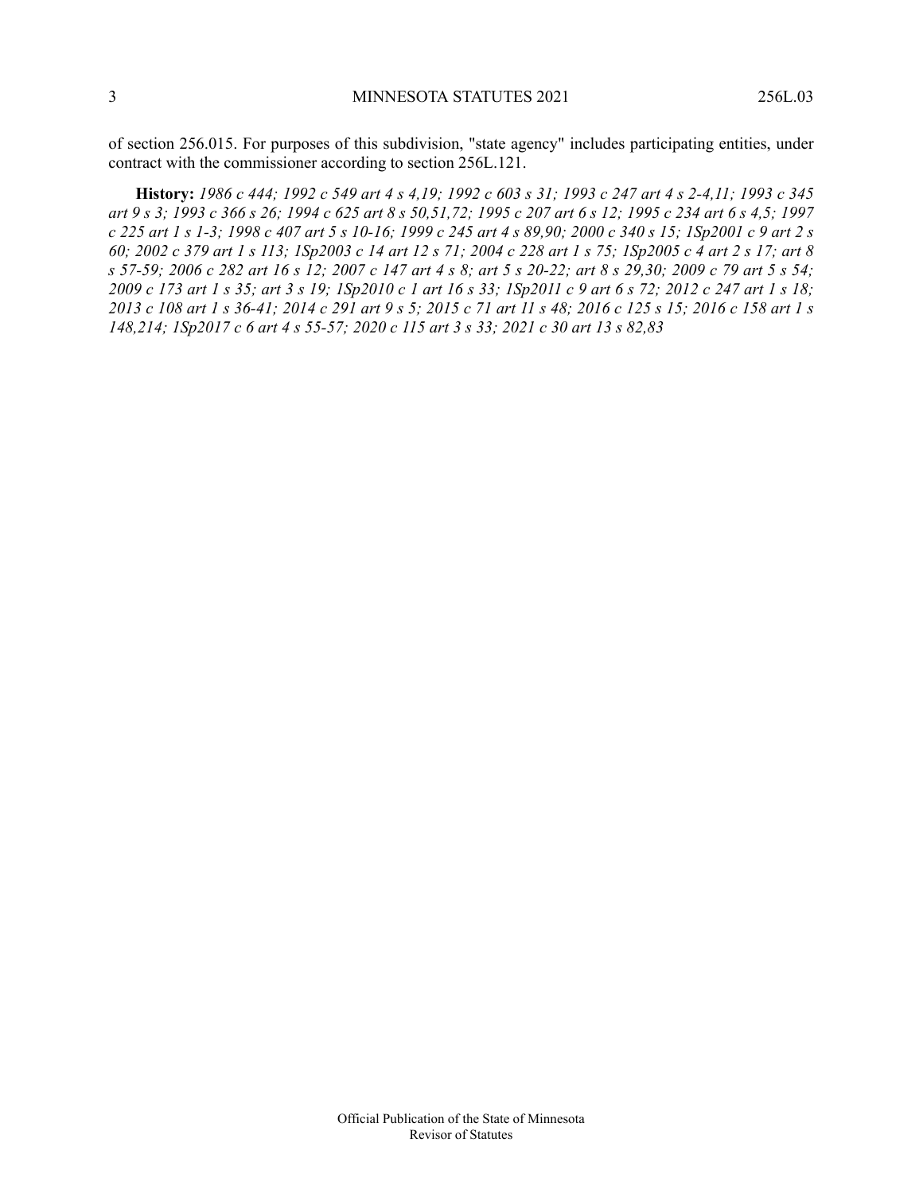of section 256.015. For purposes of this subdivision, "state agency" includes participating entities, under contract with the commissioner according to section 256L.121.

**History:** *1986 c 444; 1992 c 549 art 4 s 4,19; 1992 c 603 s 31; 1993 c 247 art 4 s 2-4,11; 1993 c 345 art 9 s 3; 1993 c 366 s 26; 1994 c 625 art 8 s 50,51,72; 1995 c 207 art 6 s 12; 1995 c 234 art 6 s 4,5; 1997 c 225 art 1 s 1-3; 1998 c 407 art 5 s 10-16; 1999 c 245 art 4 s 89,90; 2000 c 340 s 15; 1Sp2001 c 9 art 2 s 60; 2002 c 379 art 1 s 113; 1Sp2003 c 14 art 12 s 71; 2004 c 228 art 1 s 75; 1Sp2005 c 4 art 2 s 17; art 8 s 57-59; 2006 c 282 art 16 s 12; 2007 c 147 art 4 s 8; art 5 s 20-22; art 8 s 29,30; 2009 c 79 art 5 s 54; 2009 c 173 art 1 s 35; art 3 s 19; 1Sp2010 c 1 art 16 s 33; 1Sp2011 c 9 art 6 s 72; 2012 c 247 art 1 s 18; 2013 c 108 art 1 s 36-41; 2014 c 291 art 9 s 5; 2015 c 71 art 11 s 48; 2016 c 125 s 15; 2016 c 158 art 1 s 148,214; 1Sp2017 c 6 art 4 s 55-57; 2020 c 115 art 3 s 33; 2021 c 30 art 13 s 82,83*